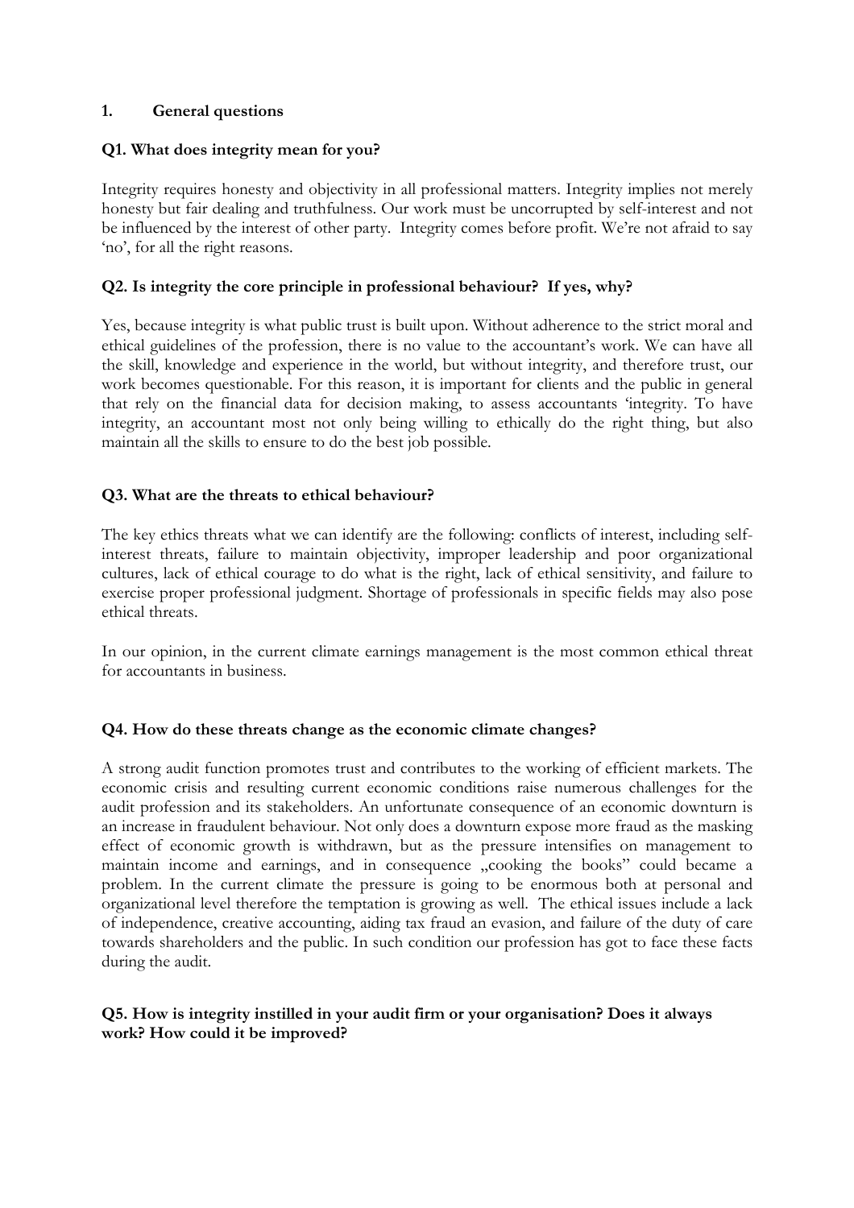## 1. General questions

### Q1. What does integrity mean for you?

Integrity requires honesty and objectivity in all professional matters. Integrity implies not merely honesty but fair dealing and truthfulness. Our work must be uncorrupted by self-interest and not be influenced by the interest of other party. Integrity comes before profit. We're not afraid to say 'no', for all the right reasons.

### Q2. Is integrity the core principle in professional behaviour? If yes, why?

Yes, because integrity is what public trust is built upon. Without adherence to the strict moral and ethical guidelines of the profession, there is no value to the accountant's work. We can have all the skill, knowledge and experience in the world, but without integrity, and therefore trust, our work becomes questionable. For this reason, it is important for clients and the public in general that rely on the financial data for decision making, to assess accountants 'integrity. To have integrity, an accountant most not only being willing to ethically do the right thing, but also maintain all the skills to ensure to do the best job possible.

### Q3. What are the threats to ethical behaviour?

The key ethics threats what we can identify are the following: conflicts of interest, including self-interest threats, failure to maintain objectivity, improper leadership and poor organizational cultures, lack of ethical courage to do what is the right, lack of ethical sensitivity, and failure to exercise proper professional judgment. Shortage of professionals in specific fields may also pose ethical threats.

In our opinion, in the current climate earnings management is the most common ethical threat for accountants in business.

### Q4. How do these threats change as the economic climate changes?

A strong audit function promotes trust and contributes to the working of efficient markets. The economic crisis and resulting current economic conditions raise numerous challenges for the audit profession and its stakeholders. An unfortunate consequence of an economic downturn is an increase in fraudulent behaviour. Not only does a downturn expose more fraud as the masking effect of economic growth is withdrawn, but as the pressure intensifies on management to maintain income and earnings, and in consequence „cooking the books" could became a problem. In the current climate the pressure is going to be enormous both at personal and organizational level therefore the temptation is growing as well. The ethical issues include a lack of independence, creative accounting, aiding tax fraud an evasion, and failure of the duty of care towards shareholders and the public. In such condition our profession has got to face these facts during the audit.

### Q5. How is integrity instilled in your audit firm or your organisation? Does it always work? How could it be improved?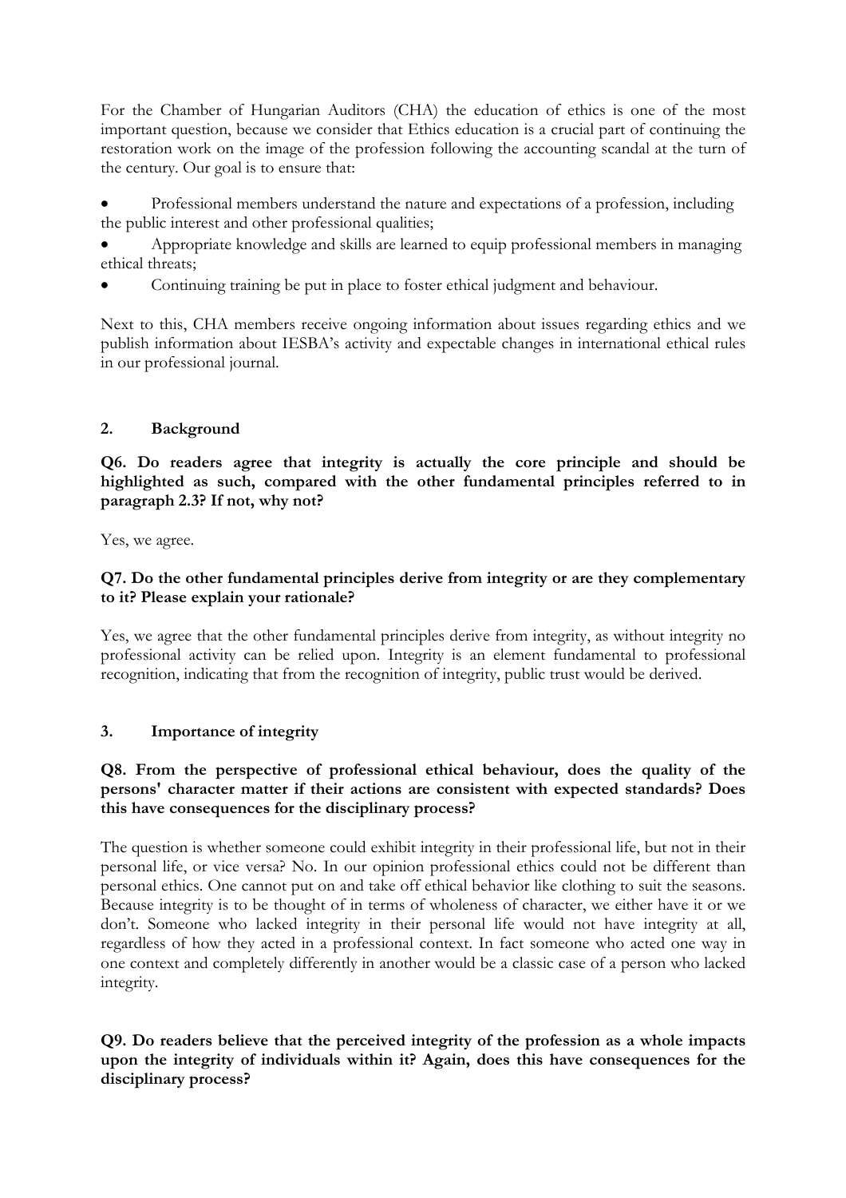For the Chamber of Hungarian Auditors (CHA) the education of ethics is one of the most important question, because we consider that Ethics education is a crucial part of continuing the restoration work on the image of the profession following the accounting scandal at the turn of the century. Our goal is to ensure that:

- Professional members understand the nature and expectations of a profession, including the public interest and other professional qualities;
- Appropriate knowledge and skills are learned to equip professional members in managing ethical threats;
- Continuing training be put in place to foster ethical judgment and behaviour.

Next to this, CHA members receive ongoing information about issues regarding ethics and we publish information about IESBA's activity and expectable changes in international ethical rules in our professional journal.

## 2. Background

**Q6. Do readers agree that integrity is actually the core principle and should be highlighted as such, compared with the other fundamental principles referred to in paragraph 2.3? If not, why not?**

Yes, we agree.

**Q7. Do the other fundamental principles derive from integrity or are they complementary to it? Please explain your rationale?**

Yes, we agree that the other fundamental principles derive from integrity, as without integrity no professional activity can be relied upon. Integrity is an element fundamental to professional recognition, indicating that from the recognition of integrity, public trust would be derived.

## 3. Importance of integrity

**Q8. From the perspective of professional ethical behaviour, does the quality of the persons' character matter if their actions are consistent with expected standards? Does this have consequences for the disciplinary process?**

The question is whether someone could exhibit integrity in their professional life, but not in their personal life, or vice versa? No. In our opinion professional ethics could not be different than personal ethics. One cannot put on and take off ethical behavior like clothing to suit the seasons. Because integrity is to be thought of in terms of wholeness of character, we either have it or we don't. Someone who lacked integrity in their personal life would not have integrity at all, regardless of how they acted in a professional context. In fact someone who acted one way in one context and completely differently in another would be a classic case of a person who lacked integrity.

**Q9. Do readers believe that the perceived integrity of the profession as a whole impacts upon the integrity of individuals within it? Again, does this have consequences for the disciplinary process?**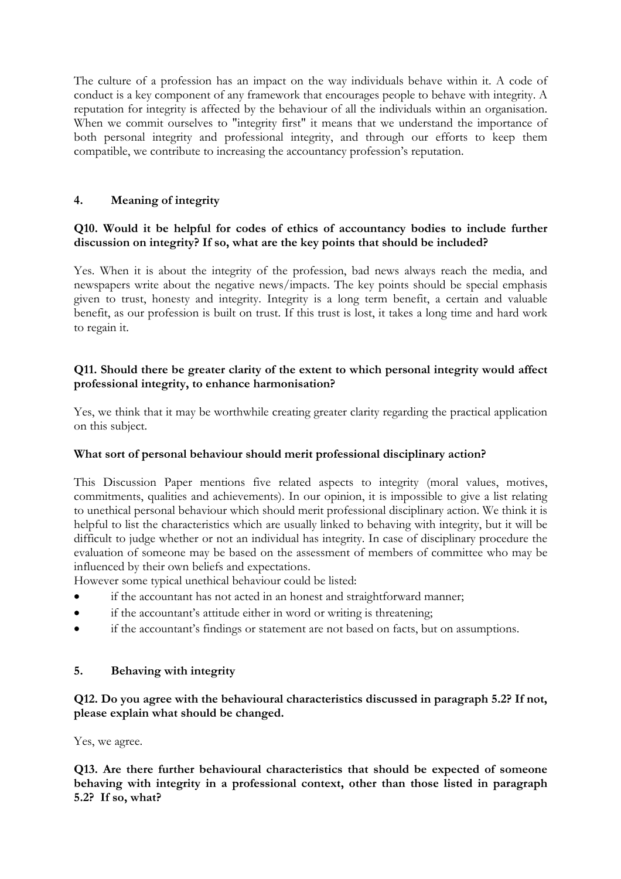The culture of a profession has an impact on the way individuals behave within it. A code of conduct is a key component of any framework that encourages people to behave with integrity. A reputation for integrity is affected by the behaviour of all the individuals within an organisation. When we commit ourselves to "integrity first" it means that we understand the importance of both personal integrity and professional integrity, and through our efforts to keep them compatible, we contribute to increasing the accountancy profession's reputation.

## 4. Meaning of integrity

**Q10. Would it be helpful for codes of ethics of accountancy bodies to include further discussion on integrity? If so, what are the key points that should be included?**

Yes. When it is about the integrity of the profession, bad news always reach the media, and newspapers write about the negative news/impacts. The key points should be special emphasis given to trust, honesty and integrity. Integrity is a long term benefit, a certain and valuable benefit, as our profession is built on trust. If this trust is lost, it takes a long time and hard work to regain it.

**Q11. Should there be greater clarity of the extent to which personal integrity would affect professional integrity, to enhance harmonisation?**

Yes, we think that it may be worthwhile creating greater clarity regarding the practical application on this subject.

**What sort of personal behaviour should merit professional disciplinary action?**

This Discussion Paper mentions five related aspects to integrity (moral values, motives, commitments, qualities and achievements). In our opinion, it is impossible to give a list relating to unethical personal behaviour which should merit professional disciplinary action. We think it is helpful to list the characteristics which are usually linked to behaving with integrity, but it will be difficult to judge whether or not an individual has integrity. In case of disciplinary procedure the evaluation of someone may be based on the assessment of members of committee who may be influenced by their own beliefs and expectations.
However some typical unethical behaviour could be listed:

- if the accountant has not acted in an honest and straightforward manner;
- if the accountant's attitude either in word or writing is threatening;
- if the accountant's findings or statement are not based on facts, but on assumptions.

## 5. Behaving with integrity

**Q12. Do you agree with the behavioural characteristics discussed in paragraph 5.2? If not, please explain what should be changed.**

Yes, we agree.

**Q13. Are there further behavioural characteristics that should be expected of someone behaving with integrity in a professional context, other than those listed in paragraph 5.2? If so, what?**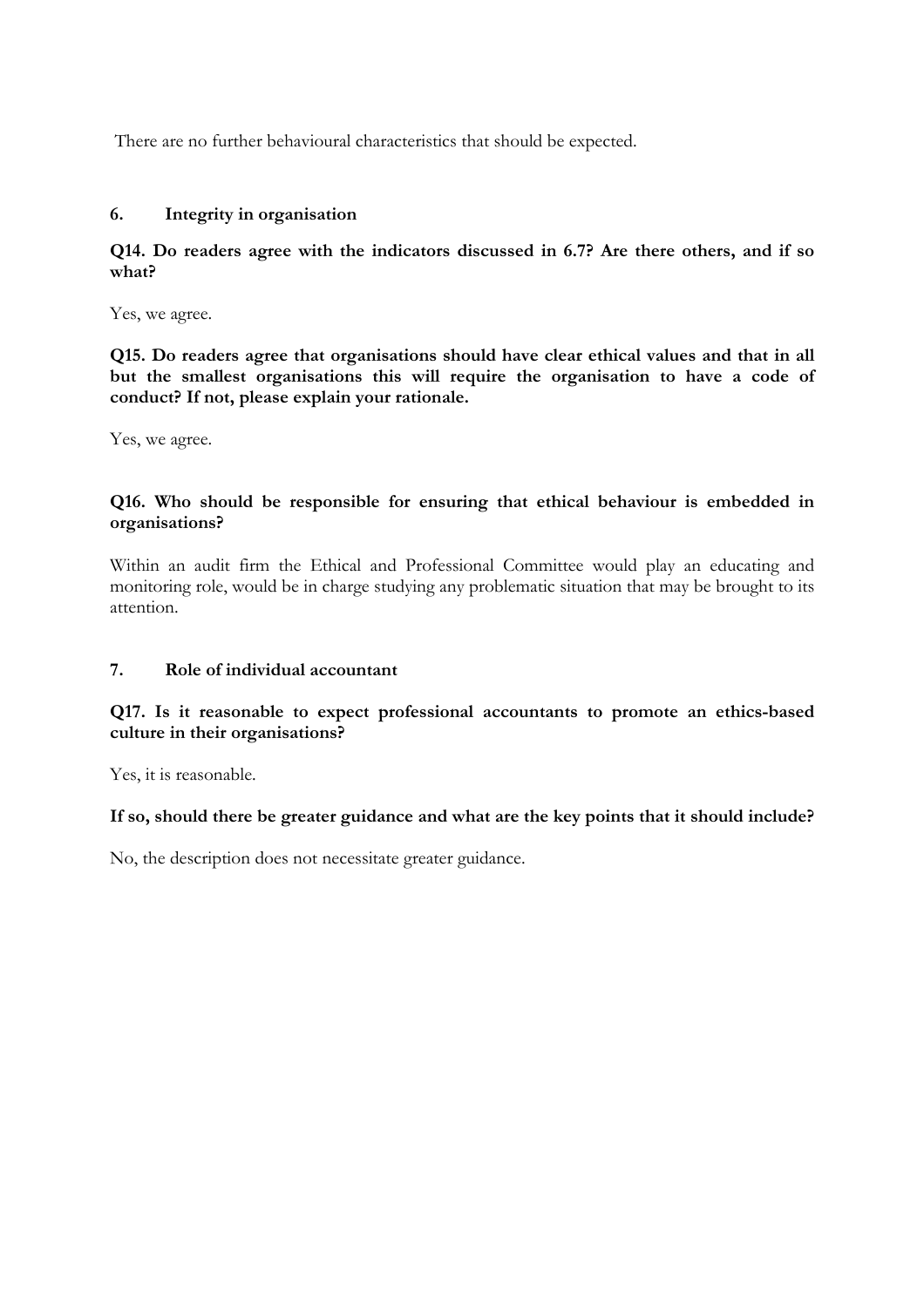There are no further behavioural characteristics that should be expected.

## 6. Integrity in organisation

**Q14. Do readers agree with the indicators discussed in 6.7? Are there others, and if so what?**

Yes, we agree.

**Q15. Do readers agree that organisations should have clear ethical values and that in all but the smallest organisations this will require the organisation to have a code of conduct? If not, please explain your rationale.**

Yes, we agree.

**Q16. Who should be responsible for ensuring that ethical behaviour is embedded in organisations?**

Within an audit firm the Ethical and Professional Committee would play an educating and monitoring role, would be in charge studying any problematic situation that may be brought to its attention.

## 7. Role of individual accountant

**Q17. Is it reasonable to expect professional accountants to promote an ethics-based culture in their organisations?**

Yes, it is reasonable.

**If so, should there be greater guidance and what are the key points that it should include?**

No, the description does not necessitate greater guidance.